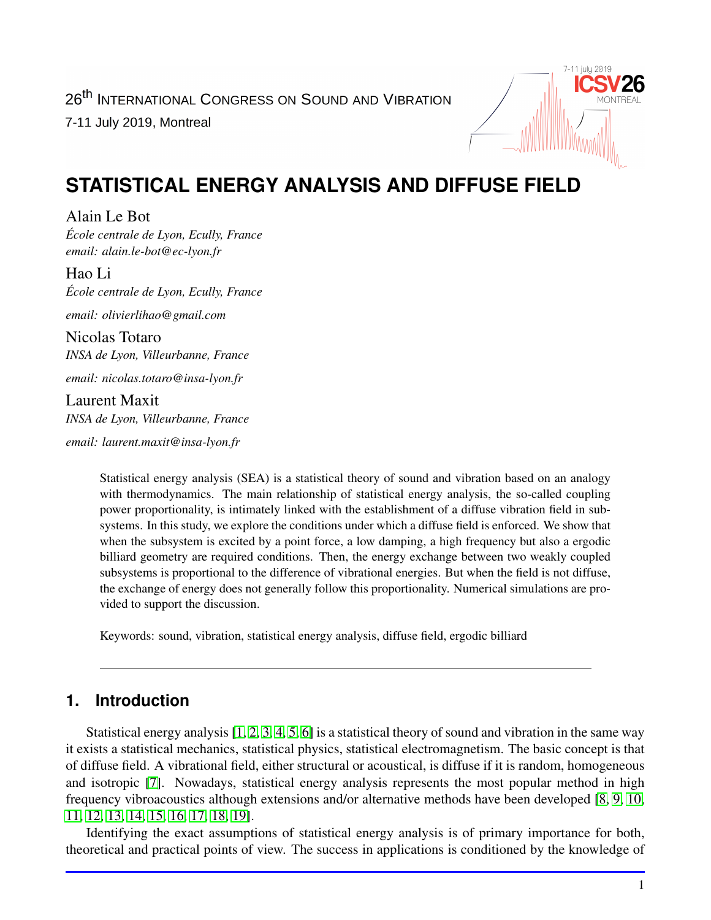26th INTERNATIONAL CONGRESS ON SOUND AND VIBRATION
7-11 July 2019, Montreal

# STATISTICAL ENERGY ANALYSIS AND DIFFUSE FIELD

Alain Le Bot
*École centrale de Lyon, Ecully, France*
*email: alain.le-bot@ec-lyon.fr*

Hao Li
*École centrale de Lyon, Ecully, France*
*email: olivierlihao@gmail.com*

Nicolas Totaro
*INSA de Lyon, Villeurbanne, France*
*email: nicolas.totaro@insa-lyon.fr*

Laurent Maxit
*INSA de Lyon, Villeurbanne, France*
*email: laurent.maxit@insa-lyon.fr*

Statistical energy analysis (SEA) is a statistical theory of sound and vibration based on an analogy with thermodynamics. The main relationship of statistical energy analysis, the so-called coupling power proportionality, is intimately linked with the establishment of a diffuse vibration field in subsystems. In this study, we explore the conditions under which a diffuse field is enforced. We show that when the subsystem is excited by a point force, a low damping, a high frequency but also a ergodic billiard geometry are required conditions. Then, the energy exchange between two weakly coupled subsystems is proportional to the difference of vibrational energies. But when the field is not diffuse, the exchange of energy does not generally follow this proportionality. Numerical simulations are provided to support the discussion.

Keywords: sound, vibration, statistical energy analysis, diffuse field, ergodic billiard

## 1. Introduction

Statistical energy analysis [1, 2, 3, 4, 5, 6] is a statistical theory of sound and vibration in the same way it exists a statistical mechanics, statistical physics, statistical electromagnetism. The basic concept is that of diffuse field. A vibrational field, either structural or acoustical, is diffuse if it is random, homogeneous and isotropic [7]. Nowadays, statistical energy analysis represents the most popular method in high frequency vibroacoustics although extensions and/or alternative methods have been developed [8, 9, 10, 11, 12, 13, 14, 15, 16, 17, 18, 19].

Identifying the exact assumptions of statistical energy analysis is of primary importance for both, theoretical and practical points of view. The success in applications is conditioned by the knowledge of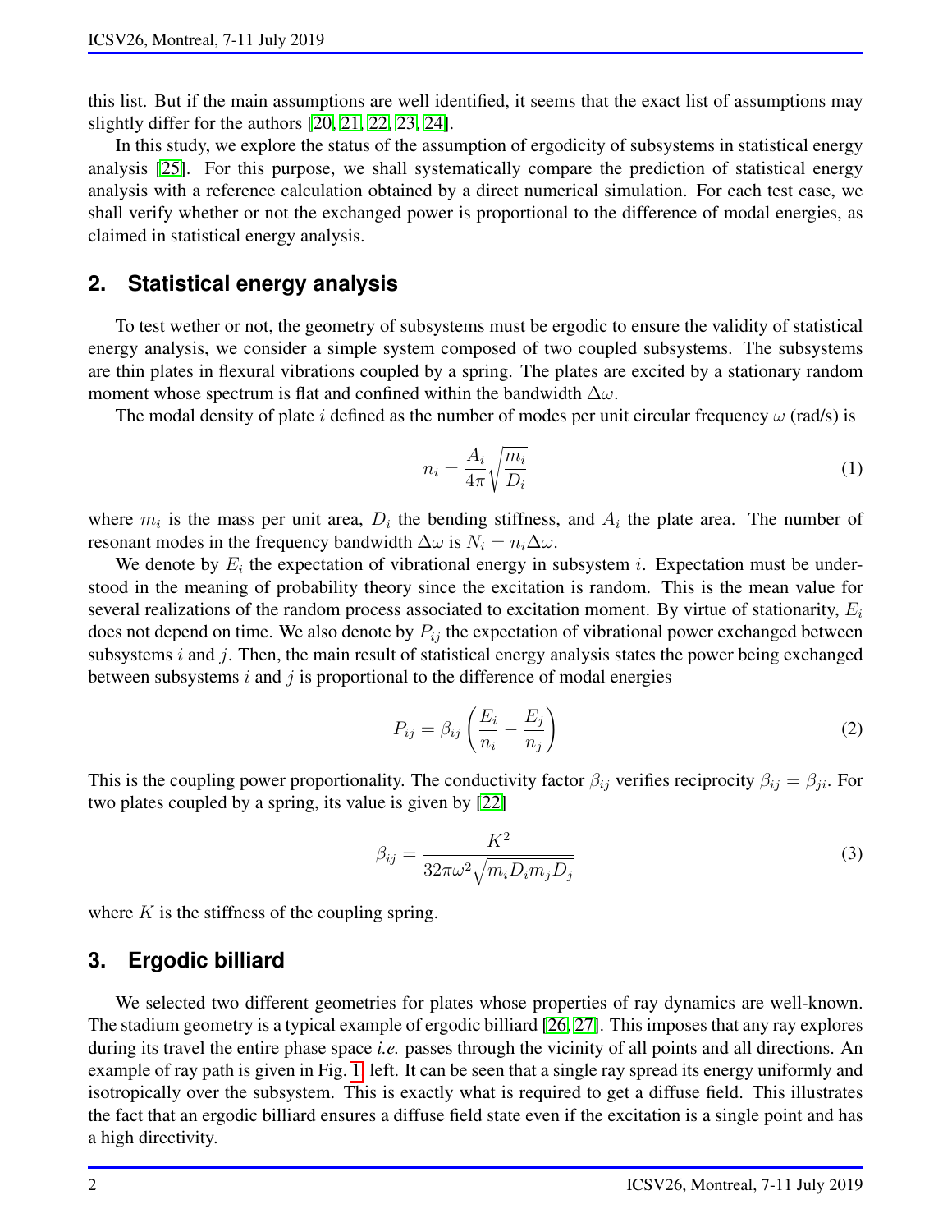this list. But if the main assumptions are well identified, it seems that the exact list of assumptions may slightly differ for the authors [20, 21, 22, 23, 24].

In this study, we explore the status of the assumption of ergodicity of subsystems in statistical energy analysis [25]. For this purpose, we shall systematically compare the prediction of statistical energy analysis with a reference calculation obtained by a direct numerical simulation. For each test case, we shall verify whether or not the exchanged power is proportional to the difference of modal energies, as claimed in statistical energy analysis.

## 2. Statistical energy analysis

To test wether or not, the geometry of subsystems must be ergodic to ensure the validity of statistical energy analysis, we consider a simple system composed of two coupled subsystems. The subsystems are thin plates in flexural vibrations coupled by a spring. The plates are excited by a stationary random moment whose spectrum is flat and confined within the bandwidth $\Delta\omega$.

The modal density of plate $i$ defined as the number of modes per unit circular frequency $\omega$ (rad/s) is

$$n_i = \frac{A_i}{4\pi}\sqrt{\frac{m_i}{D_i}} \tag{1}$$

where $m_i$ is the mass per unit area, $D_i$ the bending stiffness, and $A_i$ the plate area. The number of resonant modes in the frequency bandwidth $\Delta\omega$ is $N_i = n_i\Delta\omega$.

We denote by $E_i$ the expectation of vibrational energy in subsystem $i$. Expectation must be understood in the meaning of probability theory since the excitation is random. This is the mean value for several realizations of the random process associated to excitation moment. By virtue of stationarity, $E_i$ does not depend on time. We also denote by $P_{ij}$ the expectation of vibrational power exchanged between subsystems $i$ and $j$. Then, the main result of statistical energy analysis states the power being exchanged between subsystems $i$ and $j$ is proportional to the difference of modal energies

$$P_{ij} = \beta_{ij}\left(\frac{E_i}{n_i} - \frac{E_j}{n_j}\right) \tag{2}$$

This is the coupling power proportionality. The conductivity factor $\beta_{ij}$ verifies reciprocity $\beta_{ij} = \beta_{ji}$. For two plates coupled by a spring, its value is given by [22]

$$\beta_{ij} = \frac{K^2}{32\pi\omega^2\sqrt{m_i D_i m_j D_j}} \tag{3}$$

where $K$ is the stiffness of the coupling spring.

## 3. Ergodic billiard

We selected two different geometries for plates whose properties of ray dynamics are well-known. The stadium geometry is a typical example of ergodic billiard [26, 27]. This imposes that any ray explores during its travel the entire phase space *i.e.* passes through the vicinity of all points and all directions. An example of ray path is given in Fig. 1, left. It can be seen that a single ray spread its energy uniformly and isotropically over the subsystem. This is exactly what is required to get a diffuse field. This illustrates the fact that an ergodic billiard ensures a diffuse field state even if the excitation is a single point and has a high directivity.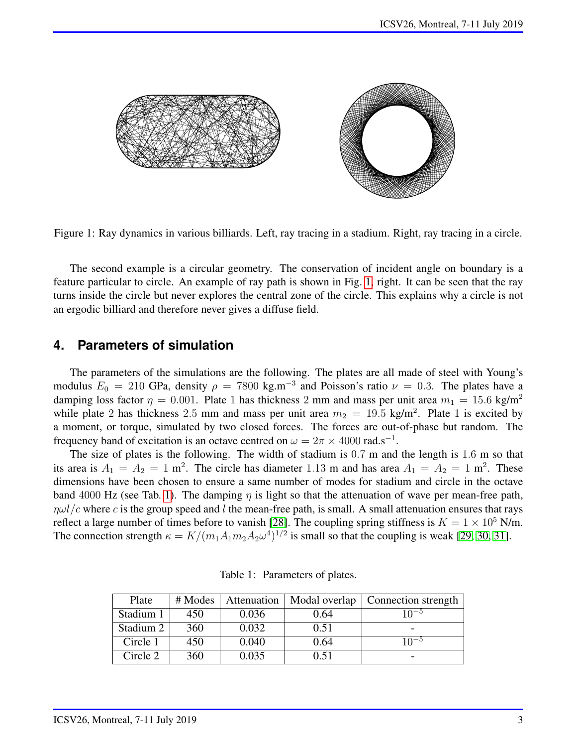Figure 1: Ray dynamics in various billiards. Left, ray tracing in a stadium. Right, ray tracing in a circle.

The second example is a circular geometry. The conservation of incident angle on boundary is a feature particular to circle. An example of ray path is shown in Fig. 1, right. It can be seen that the ray turns inside the circle but never explores the central zone of the circle. This explains why a circle is not an ergodic billiard and therefore never gives a diffuse field.

## 4. Parameters of simulation

The parameters of the simulations are the following. The plates are all made of steel with Young's modulus $E_0 = 210$ GPa, density $\rho = 7800$ kg.m$^{-3}$ and Poisson's ratio $\nu = 0.3$. The plates have a damping loss factor $\eta = 0.001$. Plate 1 has thickness 2 mm and mass per unit area $m_1 = 15.6$ kg/m$^2$ while plate 2 has thickness 2.5 mm and mass per unit area $m_2 = 19.5$ kg/m$^2$. Plate 1 is excited by a moment, or torque, simulated by two closed forces. The forces are out-of-phase but random. The frequency band of excitation is an octave centred on $\omega = 2\pi \times 4000$ rad.s$^{-1}$.

The size of plates is the following. The width of stadium is 0.7 m and the length is 1.6 m so that its area is $A_1 = A_2 = 1$ m$^2$. The circle has diameter 1.13 m and has area $A_1 = A_2 = 1$ m$^2$. These dimensions have been chosen to ensure a same number of modes for stadium and circle in the octave band 4000 Hz (see Tab. 1). The damping $\eta$ is light so that the attenuation of wave per mean-free path, $\eta\omega l/c$ where $c$ is the group speed and $l$ the mean-free path, is small. A small attenuation ensures that rays reflect a large number of times before to vanish [28]. The coupling spring stiffness is $K = 1 \times 10^5$ N/m. The connection strength $\kappa = K/(m_1 A_1 m_2 A_2 \omega^4)^{1/2}$ is small so that the coupling is weak [29, 30, 31].

Table 1: Parameters of plates.

| Plate | # Modes | Attenuation | Modal overlap | Connection strength |
|---|---|---|---|---|
| Stadium 1 | 450 | 0.036 | 0.64 | $10^{-5}$ |
| Stadium 2 | 360 | 0.032 | 0.51 | - |
| Circle 1 | 450 | 0.040 | 0.64 | $10^{-5}$ |
| Circle 2 | 360 | 0.035 | 0.51 | - |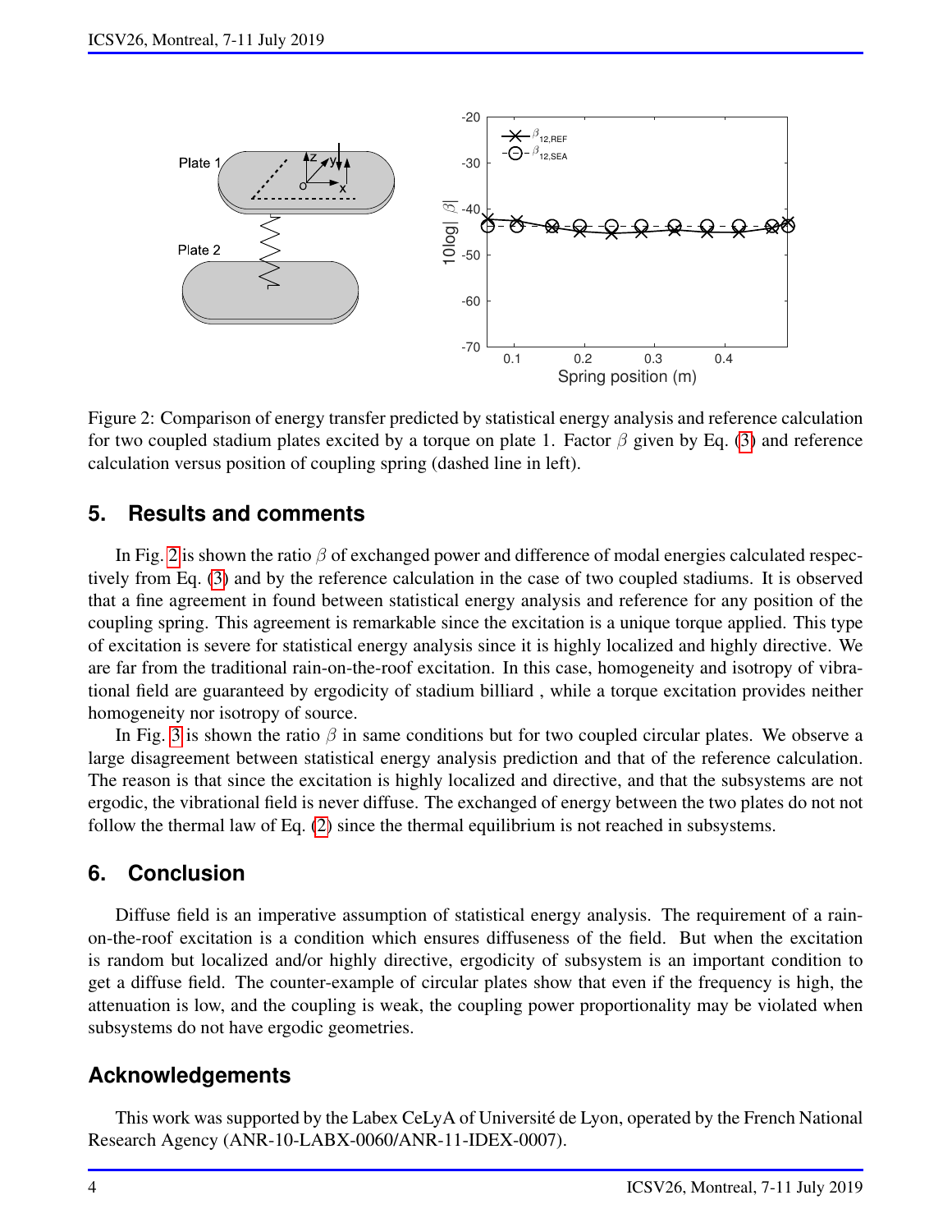Figure 2: Comparison of energy transfer predicted by statistical energy analysis and reference calculation for two coupled stadium plates excited by a torque on plate 1. Factor $\beta$ given by Eq. (3) and reference calculation versus position of coupling spring (dashed line in left).

## 5. Results and comments

In Fig. 2 is shown the ratio $\beta$ of exchanged power and difference of modal energies calculated respectively from Eq. (3) and by the reference calculation in the case of two coupled stadiums. It is observed that a fine agreement in found between statistical energy analysis and reference for any position of the coupling spring. This agreement is remarkable since the excitation is a unique torque applied. This type of excitation is severe for statistical energy analysis since it is highly localized and highly directive. We are far from the traditional rain-on-the-roof excitation. In this case, homogeneity and isotropy of vibrational field are guaranteed by ergodicity of stadium billiard , while a torque excitation provides neither homogeneity nor isotropy of source.

In Fig. 3 is shown the ratio $\beta$ in same conditions but for two coupled circular plates. We observe a large disagreement between statistical energy analysis prediction and that of the reference calculation. The reason is that since the excitation is highly localized and directive, and that the subsystems are not ergodic, the vibrational field is never diffuse. The exchanged of energy between the two plates do not not follow the thermal law of Eq. (2) since the thermal equilibrium is not reached in subsystems.

## 6. Conclusion

Diffuse field is an imperative assumption of statistical energy analysis. The requirement of a rain-on-the-roof excitation is a condition which ensures diffuseness of the field. But when the excitation is random but localized and/or highly directive, ergodicity of subsystem is an important condition to get a diffuse field. The counter-example of circular plates show that even if the frequency is high, the attenuation is low, and the coupling is weak, the coupling power proportionality may be violated when subsystems do not have ergodic geometries.

## Acknowledgements

This work was supported by the Labex CeLyA of Université de Lyon, operated by the French National Research Agency (ANR-10-LABX-0060/ANR-11-IDEX-0007).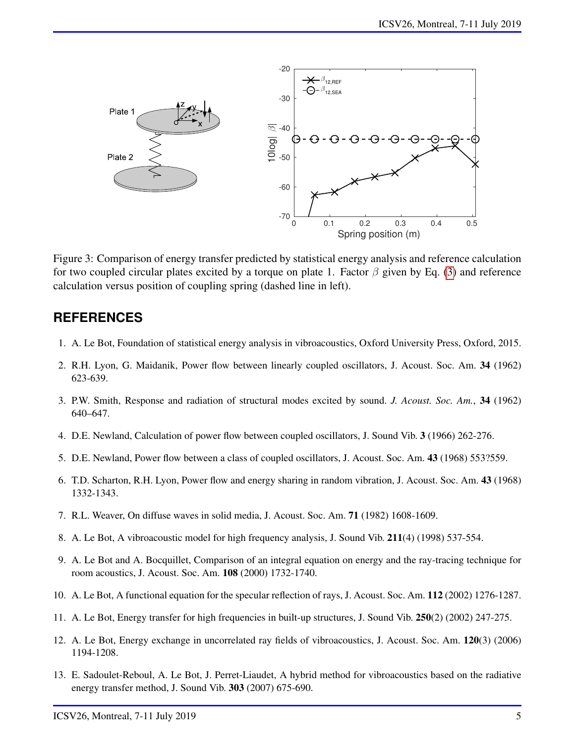Figure 3: Comparison of energy transfer predicted by statistical energy analysis and reference calculation for two coupled circular plates excited by a torque on plate 1. Factor $\beta$ given by Eq. (3) and reference calculation versus position of coupling spring (dashed line in left).

## REFERENCES

1. A. Le Bot, Foundation of statistical energy analysis in vibroacoustics, Oxford University Press, Oxford, 2015.
2. R.H. Lyon, G. Maidanik, Power flow between linearly coupled oscillators, J. Acoust. Soc. Am. **34** (1962) 623-639.
3. P.W. Smith, Response and radiation of structural modes excited by sound. *J. Acoust. Soc. Am.*, **34** (1962) 640–647.
4. D.E. Newland, Calculation of power flow between coupled oscillators, J. Sound Vib. **3** (1966) 262-276.
5. D.E. Newland, Power flow between a class of coupled oscillators, J. Acoust. Soc. Am. **43** (1968) 553?559.
6. T.D. Scharton, R.H. Lyon, Power flow and energy sharing in random vibration, J. Acoust. Soc. Am. **43** (1968) 1332-1343.
7. R.L. Weaver, On diffuse waves in solid media, J. Acoust. Soc. Am. **71** (1982) 1608-1609.
8. A. Le Bot, A vibroacoustic model for high frequency analysis, J. Sound Vib. **211**(4) (1998) 537-554.
9. A. Le Bot and A. Bocquillet, Comparison of an integral equation on energy and the ray-tracing technique for room acoustics, J. Acoust. Soc. Am. **108** (2000) 1732-1740.
10. A. Le Bot, A functional equation for the specular reflection of rays, J. Acoust. Soc. Am. **112** (2002) 1276-1287.
11. A. Le Bot, Energy transfer for high frequencies in built-up structures, J. Sound Vib. **250**(2) (2002) 247-275.
12. A. Le Bot, Energy exchange in uncorrelated ray fields of vibroacoustics, J. Acoust. Soc. Am. **120**(3) (2006) 1194-1208.
13. E. Sadoulet-Reboul, A. Le Bot, J. Perret-Liaudet, A hybrid method for vibroacoustics based on the radiative energy transfer method, J. Sound Vib. **303** (2007) 675-690.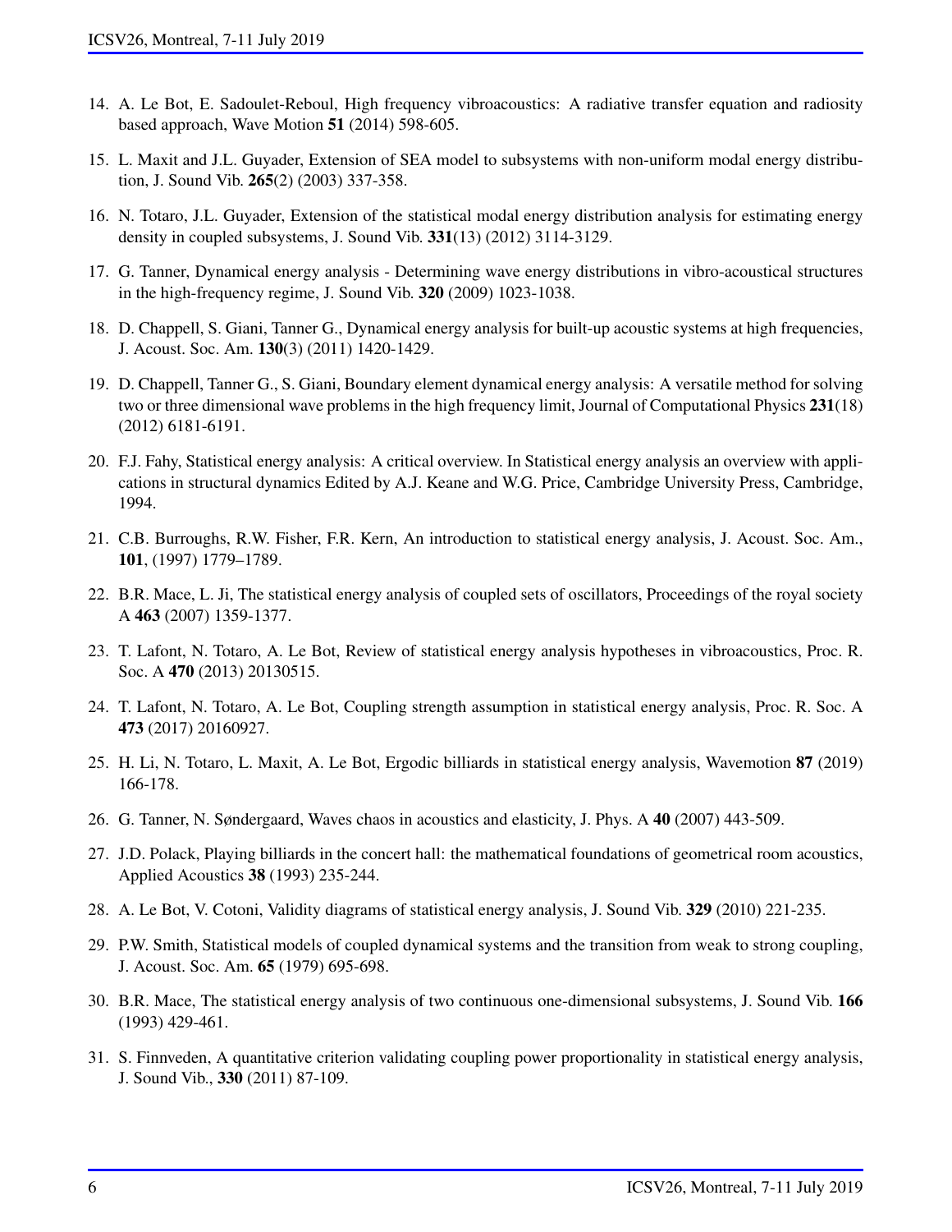14. A. Le Bot, E. Sadoulet-Reboul, High frequency vibroacoustics: A radiative transfer equation and radiosity based approach, Wave Motion **51** (2014) 598-605.

15. L. Maxit and J.L. Guyader, Extension of SEA model to subsystems with non-uniform modal energy distribution, J. Sound Vib. **265**(2) (2003) 337-358.

16. N. Totaro, J.L. Guyader, Extension of the statistical modal energy distribution analysis for estimating energy density in coupled subsystems, J. Sound Vib. **331**(13) (2012) 3114-3129.

17. G. Tanner, Dynamical energy analysis - Determining wave energy distributions in vibro-acoustical structures in the high-frequency regime, J. Sound Vib. **320** (2009) 1023-1038.

18. D. Chappell, S. Giani, Tanner G., Dynamical energy analysis for built-up acoustic systems at high frequencies, J. Acoust. Soc. Am. **130**(3) (2011) 1420-1429.

19. D. Chappell, Tanner G., S. Giani, Boundary element dynamical energy analysis: A versatile method for solving two or three dimensional wave problems in the high frequency limit, Journal of Computational Physics **231**(18) (2012) 6181-6191.

20. F.J. Fahy, Statistical energy analysis: A critical overview. In Statistical energy analysis an overview with applications in structural dynamics Edited by A.J. Keane and W.G. Price, Cambridge University Press, Cambridge, 1994.

21. C.B. Burroughs, R.W. Fisher, F.R. Kern, An introduction to statistical energy analysis, J. Acoust. Soc. Am., **101**, (1997) 1779–1789.

22. B.R. Mace, L. Ji, The statistical energy analysis of coupled sets of oscillators, Proceedings of the royal society A **463** (2007) 1359-1377.

23. T. Lafont, N. Totaro, A. Le Bot, Review of statistical energy analysis hypotheses in vibroacoustics, Proc. R. Soc. A **470** (2013) 20130515.

24. T. Lafont, N. Totaro, A. Le Bot, Coupling strength assumption in statistical energy analysis, Proc. R. Soc. A **473** (2017) 20160927.

25. H. Li, N. Totaro, L. Maxit, A. Le Bot, Ergodic billiards in statistical energy analysis, Wavemotion **87** (2019) 166-178.

26. G. Tanner, N. Søndergaard, Waves chaos in acoustics and elasticity, J. Phys. A **40** (2007) 443-509.

27. J.D. Polack, Playing billiards in the concert hall: the mathematical foundations of geometrical room acoustics, Applied Acoustics **38** (1993) 235-244.

28. A. Le Bot, V. Cotoni, Validity diagrams of statistical energy analysis, J. Sound Vib. **329** (2010) 221-235.

29. P.W. Smith, Statistical models of coupled dynamical systems and the transition from weak to strong coupling, J. Acoust. Soc. Am. **65** (1979) 695-698.

30. B.R. Mace, The statistical energy analysis of two continuous one-dimensional subsystems, J. Sound Vib. **166** (1993) 429-461.

31. S. Finnveden, A quantitative criterion validating coupling power proportionality in statistical energy analysis, J. Sound Vib., **330** (2011) 87-109.